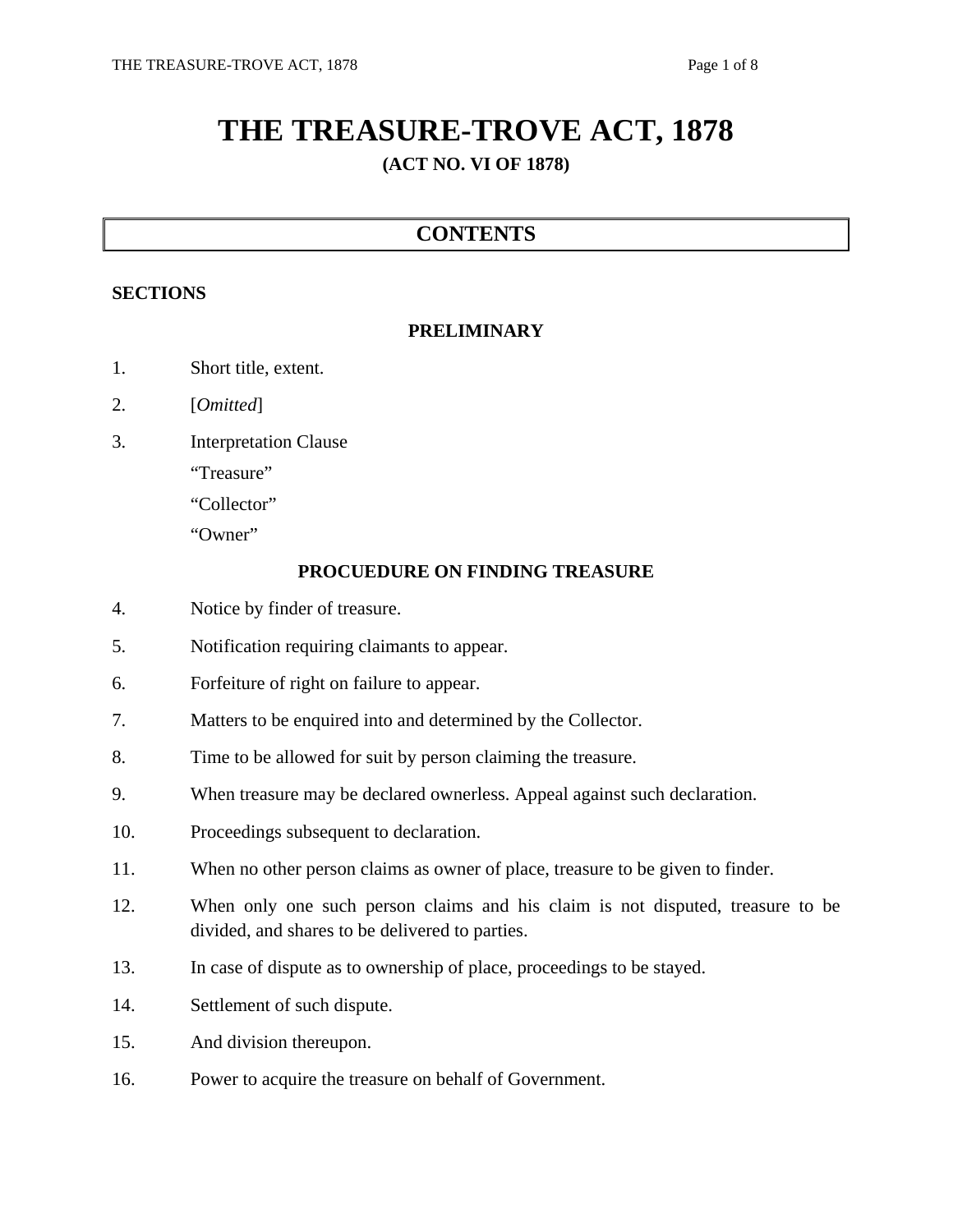# THE TREASURE-TROVE ACT, 1878

**(ACT NO. VI OF 1878)**

## CONTENTS

**SECTIONS**

**PRELIMINARY**

1. Short title, extent.
2. [*Omitted*]
3. Interpretation Clause
   "Treasure"
   "Collector"
   "Owner"

**PROCEUDURE ON FINDING TREASURE**

4. Notice by finder of treasure.
5. Notification requiring claimants to appear.
6. Forfeiture of right on failure to appear.
7. Matters to be enquired into and determined by the Collector.
8. Time to be allowed for suit by person claiming the treasure.
9. When treasure may be declared ownerless. Appeal against such declaration.
10. Proceedings subsequent to declaration.
11. When no other person claims as owner of place, treasure to be given to finder.
12. When only one such person claims and his claim is not disputed, treasure to be divided, and shares to be delivered to parties.
13. In case of dispute as to ownership of place, proceedings to be stayed.
14. Settlement of such dispute.
15. And division thereupon.
16. Power to acquire the treasure on behalf of Government.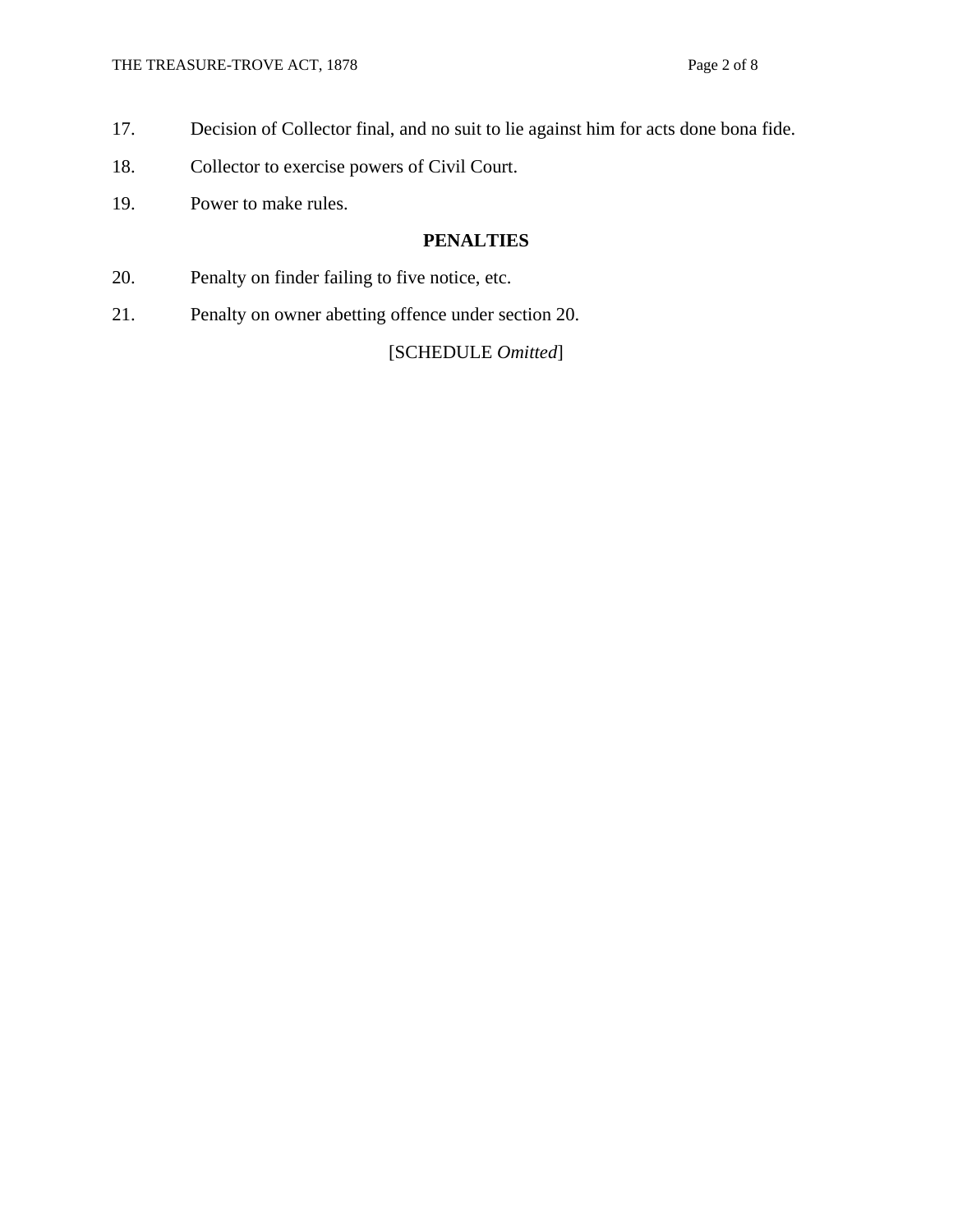17. Decision of Collector final, and no suit to lie against him for acts done bona fide.

18. Collector to exercise powers of Civil Court.

19. Power to make rules.

**PENALTIES**

20. Penalty on finder failing to five notice, etc.

21. Penalty on owner abetting offence under section 20.

[SCHEDULE *Omitted*]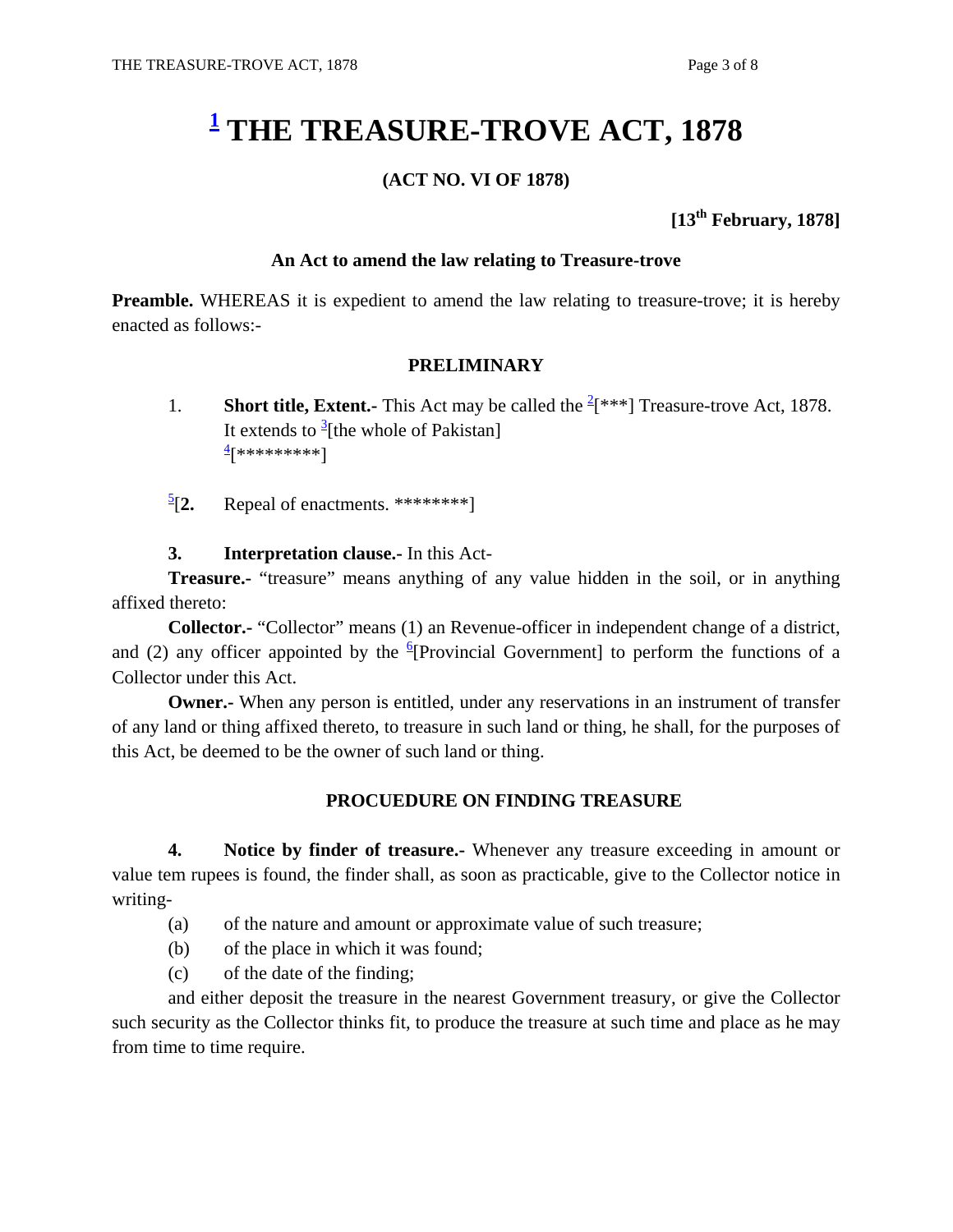# [1] THE TREASURE-TROVE ACT, 1878

**(ACT NO. VI OF 1878)**

**[13th February, 1878]**

**An Act to amend the law relating to Treasure-trove**

**Preamble.** WHEREAS it is expedient to amend the law relating to treasure-trove; it is hereby enacted as follows:-

### PRELIMINARY

1. **Short title, Extent.-** This Act may be called the [2][***] Treasure-trove Act, 1878. It extends to [3][the whole of Pakistan] [4][*********]

[5][**2.** Repeal of enactments. ********]

**3. Interpretation clause.-** In this Act-

**Treasure.-** "treasure" means anything of any value hidden in the soil, or in anything affixed thereto:

**Collector.-** "Collector" means (1) an Revenue-officer in independent change of a district, and (2) any officer appointed by the [6][Provincial Government] to perform the functions of a Collector under this Act.

**Owner.-** When any person is entitled, under any reservations in an instrument of transfer of any land or thing affixed thereto, to treasure in such land or thing, he shall, for the purposes of this Act, be deemed to be the owner of such land or thing.

### PROCUEDURE ON FINDING TREASURE

**4. Notice by finder of treasure.-** Whenever any treasure exceeding in amount or value tem rupees is found, the finder shall, as soon as practicable, give to the Collector notice in writing-

(a) of the nature and amount or approximate value of such treasure;

(b) of the place in which it was found;

(c) of the date of the finding;

and either deposit the treasure in the nearest Government treasury, or give the Collector such security as the Collector thinks fit, to produce the treasure at such time and place as he may from time to time require.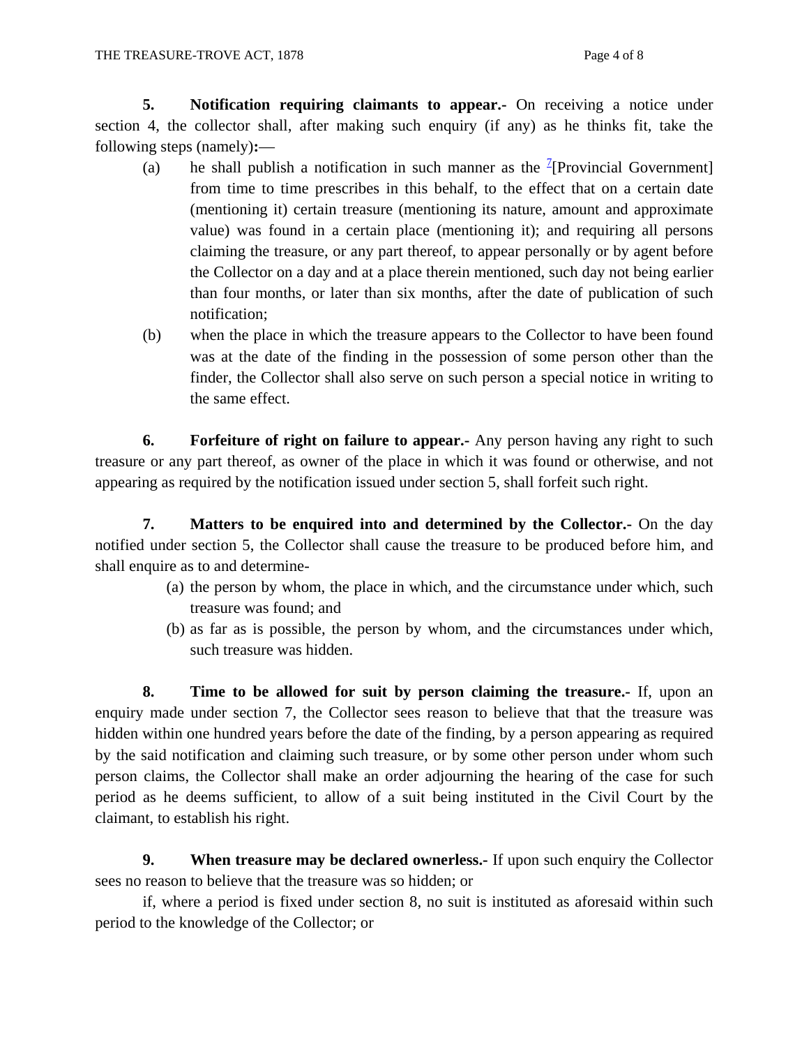**5. Notification requiring claimants to appear.-** On receiving a notice under section 4, the collector shall, after making such enquiry (if any) as he thinks fit, take the following steps (namely)**:**—

(a) he shall publish a notification in such manner as the [7][Provincial Government] from time to time prescribes in this behalf, to the effect that on a certain date (mentioning it) certain treasure (mentioning its nature, amount and approximate value) was found in a certain place (mentioning it); and requiring all persons claiming the treasure, or any part thereof, to appear personally or by agent before the Collector on a day and at a place therein mentioned, such day not being earlier than four months, or later than six months, after the date of publication of such notification;

(b) when the place in which the treasure appears to the Collector to have been found was at the date of the finding in the possession of some person other than the finder, the Collector shall also serve on such person a special notice in writing to the same effect.

**6. Forfeiture of right on failure to appear.-** Any person having any right to such treasure or any part thereof, as owner of the place in which it was found or otherwise, and not appearing as required by the notification issued under section 5, shall forfeit such right.

**7. Matters to be enquired into and determined by the Collector.-** On the day notified under section 5, the Collector shall cause the treasure to be produced before him, and shall enquire as to and determine-

(a) the person by whom, the place in which, and the circumstance under which, such treasure was found; and

(b) as far as is possible, the person by whom, and the circumstances under which, such treasure was hidden.

**8. Time to be allowed for suit by person claiming the treasure.-** If, upon an enquiry made under section 7, the Collector sees reason to believe that that the treasure was hidden within one hundred years before the date of the finding, by a person appearing as required by the said notification and claiming such treasure, or by some other person under whom such person claims, the Collector shall make an order adjourning the hearing of the case for such period as he deems sufficient, to allow of a suit being instituted in the Civil Court by the claimant, to establish his right.

**9. When treasure may be declared ownerless.-** If upon such enquiry the Collector sees no reason to believe that the treasure was so hidden; or

if, where a period is fixed under section 8, no suit is instituted as aforesaid within such period to the knowledge of the Collector; or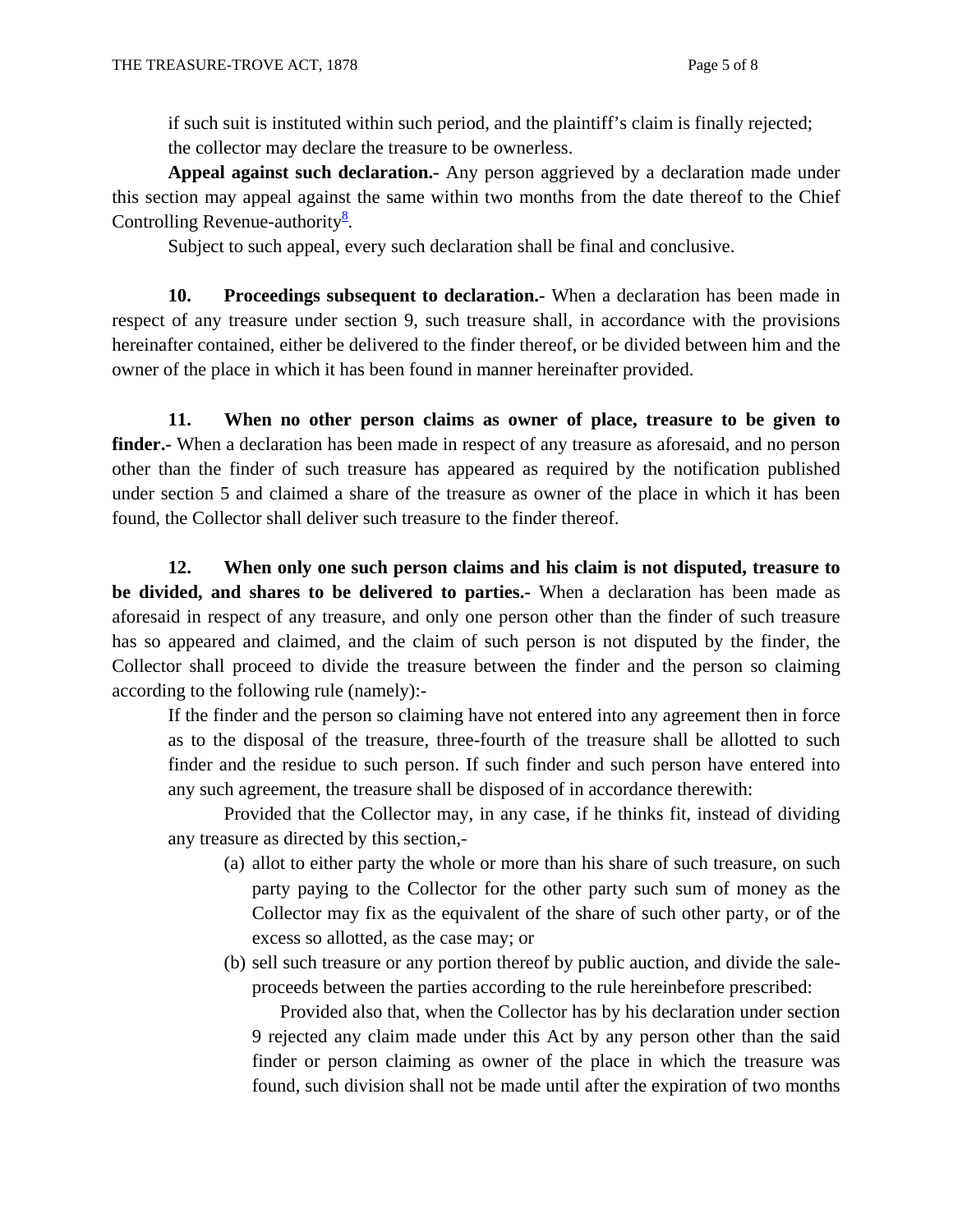if such suit is instituted within such period, and the plaintiff's claim is finally rejected; the collector may declare the treasure to be ownerless.

**Appeal against such declaration.-** Any person aggrieved by a declaration made under this section may appeal against the same within two months from the date thereof to the Chief Controlling Revenue-authority[8].

Subject to such appeal, every such declaration shall be final and conclusive.

**10. Proceedings subsequent to declaration.-** When a declaration has been made in respect of any treasure under section 9, such treasure shall, in accordance with the provisions hereinafter contained, either be delivered to the finder thereof, or be divided between him and the owner of the place in which it has been found in manner hereinafter provided.

**11. When no other person claims as owner of place, treasure to be given to finder.-** When a declaration has been made in respect of any treasure as aforesaid, and no person other than the finder of such treasure has appeared as required by the notification published under section 5 and claimed a share of the treasure as owner of the place in which it has been found, the Collector shall deliver such treasure to the finder thereof.

**12. When only one such person claims and his claim is not disputed, treasure to be divided, and shares to be delivered to parties.-** When a declaration has been made as aforesaid in respect of any treasure, and only one person other than the finder of such treasure has so appeared and claimed, and the claim of such person is not disputed by the finder, the Collector shall proceed to divide the treasure between the finder and the person so claiming according to the following rule (namely):-

If the finder and the person so claiming have not entered into any agreement then in force as to the disposal of the treasure, three-fourth of the treasure shall be allotted to such finder and the residue to such person. If such finder and such person have entered into any such agreement, the treasure shall be disposed of in accordance therewith:

Provided that the Collector may, in any case, if he thinks fit, instead of dividing any treasure as directed by this section,-

(a) allot to either party the whole or more than his share of such treasure, on such party paying to the Collector for the other party such sum of money as the Collector may fix as the equivalent of the share of such other party, or of the excess so allotted, as the case may; or

(b) sell such treasure or any portion thereof by public auction, and divide the sale-proceeds between the parties according to the rule hereinbefore prescribed:

Provided also that, when the Collector has by his declaration under section 9 rejected any claim made under this Act by any person other than the said finder or person claiming as owner of the place in which the treasure was found, such division shall not be made until after the expiration of two months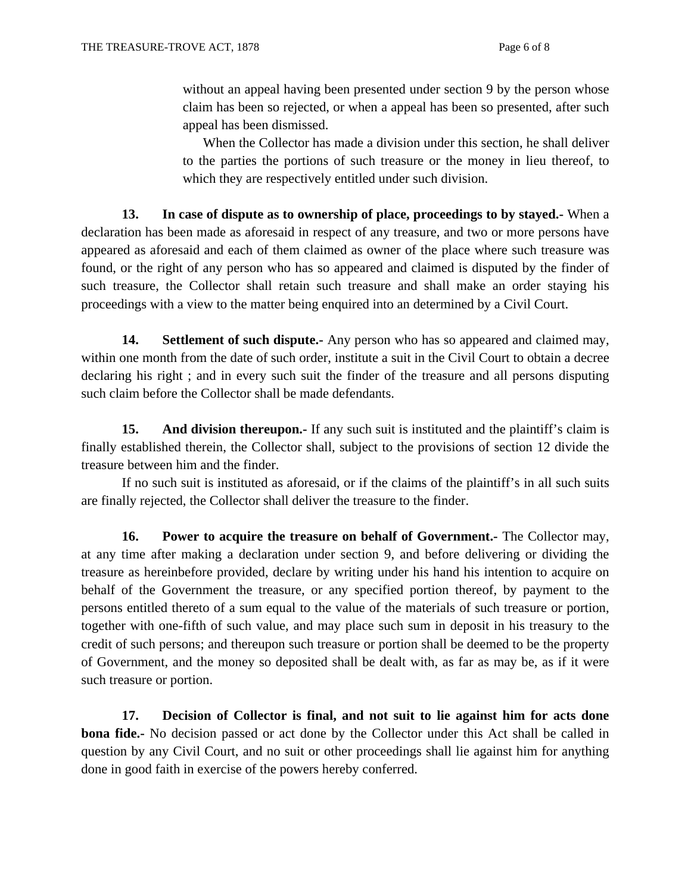without an appeal having been presented under section 9 by the person whose claim has been so rejected, or when a appeal has been so presented, after such appeal has been dismissed.

When the Collector has made a division under this section, he shall deliver to the parties the portions of such treasure or the money in lieu thereof, to which they are respectively entitled under such division.

**13. In case of dispute as to ownership of place, proceedings to by stayed.-** When a declaration has been made as aforesaid in respect of any treasure, and two or more persons have appeared as aforesaid and each of them claimed as owner of the place where such treasure was found, or the right of any person who has so appeared and claimed is disputed by the finder of such treasure, the Collector shall retain such treasure and shall make an order staying his proceedings with a view to the matter being enquired into an determined by a Civil Court.

**14. Settlement of such dispute.-** Any person who has so appeared and claimed may, within one month from the date of such order, institute a suit in the Civil Court to obtain a decree declaring his right ; and in every such suit the finder of the treasure and all persons disputing such claim before the Collector shall be made defendants.

**15. And division thereupon.-** If any such suit is instituted and the plaintiff's claim is finally established therein, the Collector shall, subject to the provisions of section 12 divide the treasure between him and the finder.

If no such suit is instituted as aforesaid, or if the claims of the plaintiff's in all such suits are finally rejected, the Collector shall deliver the treasure to the finder.

**16. Power to acquire the treasure on behalf of Government.-** The Collector may, at any time after making a declaration under section 9, and before delivering or dividing the treasure as hereinbefore provided, declare by writing under his hand his intention to acquire on behalf of the Government the treasure, or any specified portion thereof, by payment to the persons entitled thereto of a sum equal to the value of the materials of such treasure or portion, together with one-fifth of such value, and may place such sum in deposit in his treasury to the credit of such persons; and thereupon such treasure or portion shall be deemed to be the property of Government, and the money so deposited shall be dealt with, as far as may be, as if it were such treasure or portion.

**17. Decision of Collector is final, and not suit to lie against him for acts done bona fide.-** No decision passed or act done by the Collector under this Act shall be called in question by any Civil Court, and no suit or other proceedings shall lie against him for anything done in good faith in exercise of the powers hereby conferred.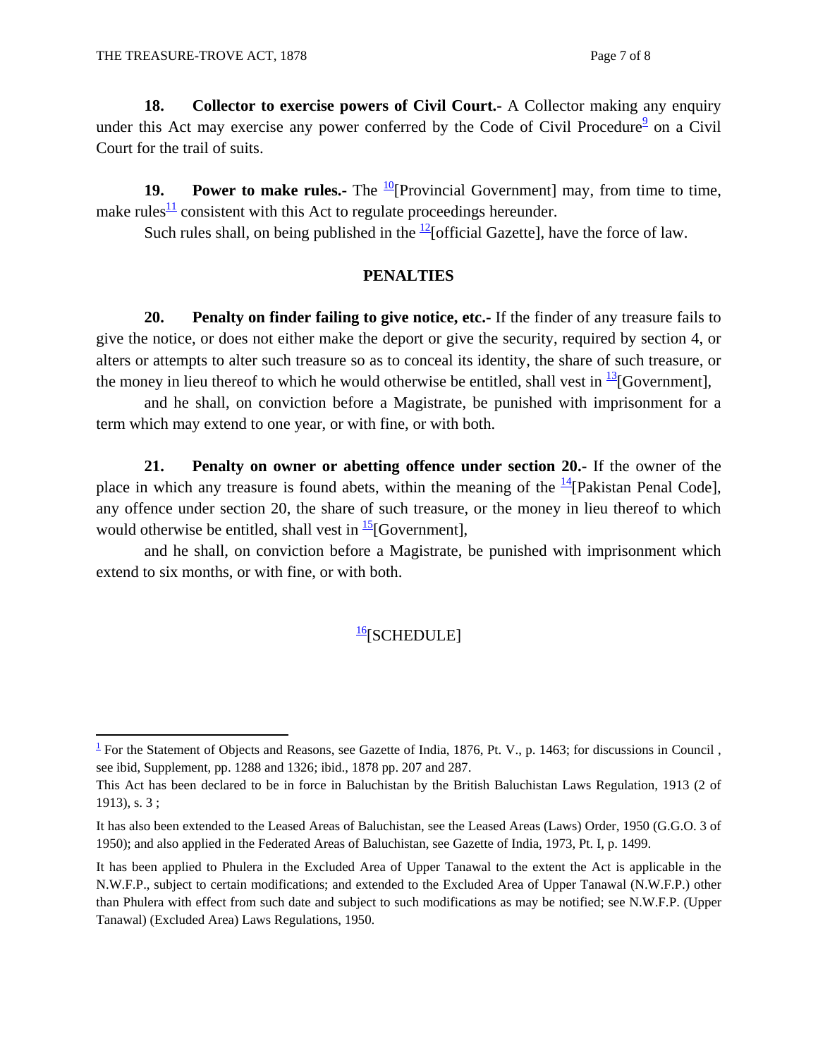**18. Collector to exercise powers of Civil Court.-** A Collector making any enquiry under this Act may exercise any power conferred by the Code of Civil Procedure[9] on a Civil Court for the trail of suits.

**19. Power to make rules.-** The [10][Provincial Government] may, from time to time, make rules[11] consistent with this Act to regulate proceedings hereunder.

Such rules shall, on being published in the [12][official Gazette], have the force of law.

## PENALTIES

**20. Penalty on finder failing to give notice, etc.-** If the finder of any treasure fails to give the notice, or does not either make the deport or give the security, required by section 4, or alters or attempts to alter such treasure so as to conceal its identity, the share of such treasure, or the money in lieu thereof to which he would otherwise be entitled, shall vest in [13][Government],

and he shall, on conviction before a Magistrate, be punished with imprisonment for a term which may extend to one year, or with fine, or with both.

**21. Penalty on owner or abetting offence under section 20.-** If the owner of the place in which any treasure is found abets, within the meaning of the [14][Pakistan Penal Code], any offence under section 20, the share of such treasure, or the money in lieu thereof to which would otherwise be entitled, shall vest in [15][Government],

and he shall, on conviction before a Magistrate, be punished with imprisonment which extend to six months, or with fine, or with both.

[16][SCHEDULE]

---

[1] For the Statement of Objects and Reasons, see Gazette of India, 1876, Pt. V., p. 1463; for discussions in Council , see ibid, Supplement, pp. 1288 and 1326; ibid., 1878 pp. 207 and 287.

This Act has been declared to be in force in Baluchistan by the British Baluchistan Laws Regulation, 1913 (2 of 1913), s. 3 ;

It has also been extended to the Leased Areas of Baluchistan, see the Leased Areas (Laws) Order, 1950 (G.G.O. 3 of 1950); and also applied in the Federated Areas of Baluchistan, see Gazette of India, 1973, Pt. I, p. 1499.

It has been applied to Phulera in the Excluded Area of Upper Tanawal to the extent the Act is applicable in the N.W.F.P., subject to certain modifications; and extended to the Excluded Area of Upper Tanawal (N.W.F.P.) other than Phulera with effect from such date and subject to such modifications as may be notified; see N.W.F.P. (Upper Tanawal) (Excluded Area) Laws Regulations, 1950.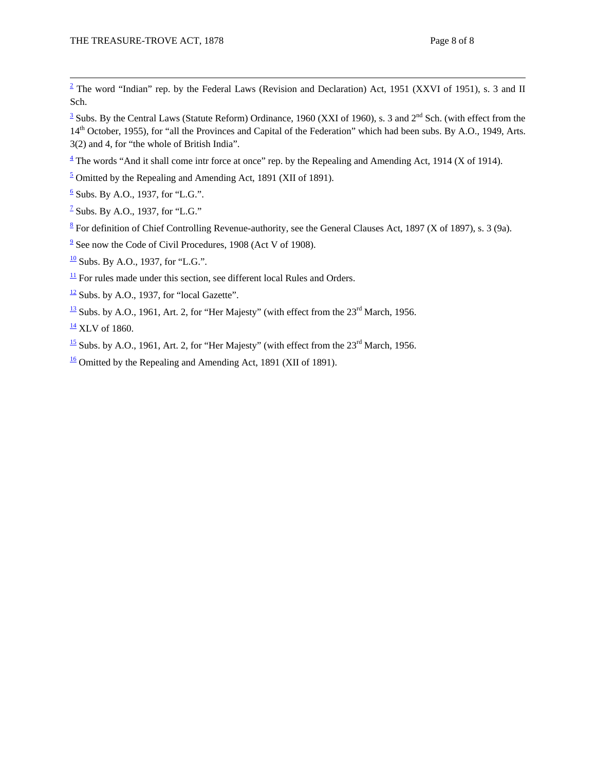[2] The word "Indian" rep. by the Federal Laws (Revision and Declaration) Act, 1951 (XXVI of 1951), s. 3 and II Sch.

[3] Subs. By the Central Laws (Statute Reform) Ordinance, 1960 (XXI of 1960), s. 3 and 2nd Sch. (with effect from the 14th October, 1955), for "all the Provinces and Capital of the Federation" which had been subs. By A.O., 1949, Arts. 3(2) and 4, for "the whole of British India".

[4] The words "And it shall come intr force at once" rep. by the Repealing and Amending Act, 1914 (X of 1914).

[5] Omitted by the Repealing and Amending Act, 1891 (XII of 1891).

[6] Subs. By A.O., 1937, for "L.G.".

[7] Subs. By A.O., 1937, for "L.G."

[8] For definition of Chief Controlling Revenue-authority, see the General Clauses Act, 1897 (X of 1897), s. 3 (9a).

[9] See now the Code of Civil Procedures, 1908 (Act V of 1908).

[10] Subs. By A.O., 1937, for "L.G.".

[11] For rules made under this section, see different local Rules and Orders.

[12] Subs. by A.O., 1937, for "local Gazette".

[13] Subs. by A.O., 1961, Art. 2, for "Her Majesty" (with effect from the 23rd March, 1956.

[14] XLV of 1860.

[15] Subs. by A.O., 1961, Art. 2, for "Her Majesty" (with effect from the 23rd March, 1956.

[16] Omitted by the Repealing and Amending Act, 1891 (XII of 1891).